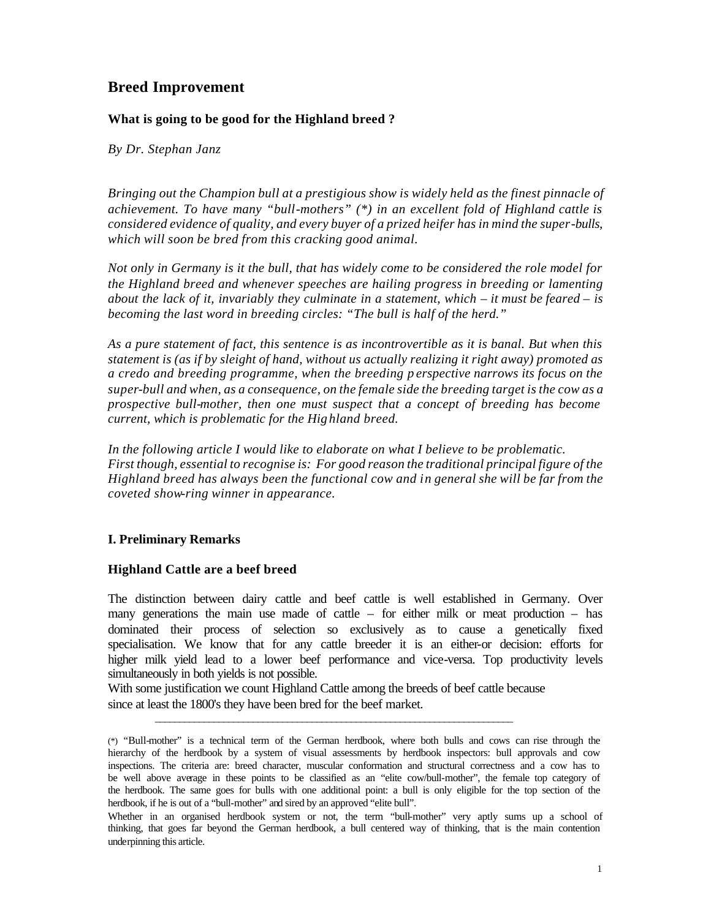# Breed Improvement

### What is going to be good for the Highland breed ?

*By Dr. Stephan Janz*

*Bringing out the Champion bull at a prestigious show is widely held as the finest pinnacle of achievement. To have many "bull-mothers" (\*) in an excellent fold of Highland cattle is considered evidence of quality, and every buyer of a prized heifer has in mind the super-bulls, which will soon be bred from this cracking good animal.*

*Not only in Germany is it the bull, that has widely come to be considered the role model for the Highland breed and whenever speeches are hailing progress in breeding or lamenting about the lack of it, invariably they culminate in a statement, which – it must be feared – is becoming the last word in breeding circles: "The bull is half of the herd."*

*As a pure statement of fact, this sentence is as incontrovertible as it is banal. But when this statement is (as if by sleight of hand, without us actually realizing it right away) promoted as a credo and breeding programme, when the breeding perspective narrows its focus on the super-bull and when, as a consequence, on the female side the breeding target is the cow as a prospective bull-mother, then one must suspect that a concept of breeding has become current, which is problematic for the Highland breed.*

*In the following article I would like to elaborate on what I believe to be problematic. First though, essential to recognise is: For good reason the traditional principal figure of the Highland breed has always been the functional cow and in general she will be far from the coveted show-ring winner in appearance.*

### I. Preliminary Remarks

### Highland Cattle are a beef breed

The distinction between dairy cattle and beef cattle is well established in Germany. Over many generations the main use made of cattle – for either milk or meat production – has dominated their process of selection so exclusively as to cause a genetically fixed specialisation. We know that for any cattle breeder it is an either-or decision: efforts for higher milk yield lead to a lower beef performance and vice-versa. Top productivity levels simultaneously in both yields is not possible.
With some justification we count Highland Cattle among the breeds of beef cattle because since at least the 1800's they have been bred for the beef market.

---

(\*) "Bull-mother" is a technical term of the German herdbook, where both bulls and cows can rise through the hierarchy of the herdbook by a system of visual assessments by herdbook inspectors: bull approvals and cow inspections. The criteria are: breed character, muscular conformation and structural correctness and a cow has to be well above average in these points to be classified as an "elite cow/bull-mother", the female top category of the herdbook. The same goes for bulls with one additional point: a bull is only eligible for the top section of the herdbook, if he is out of a "bull-mother" and sired by an approved "elite bull".

Whether in an organised herdbook system or not, the term "bull-mother" very aptly sums up a school of thinking, that goes far beyond the German herdbook, a bull centered way of thinking, that is the main contention underpinning this article.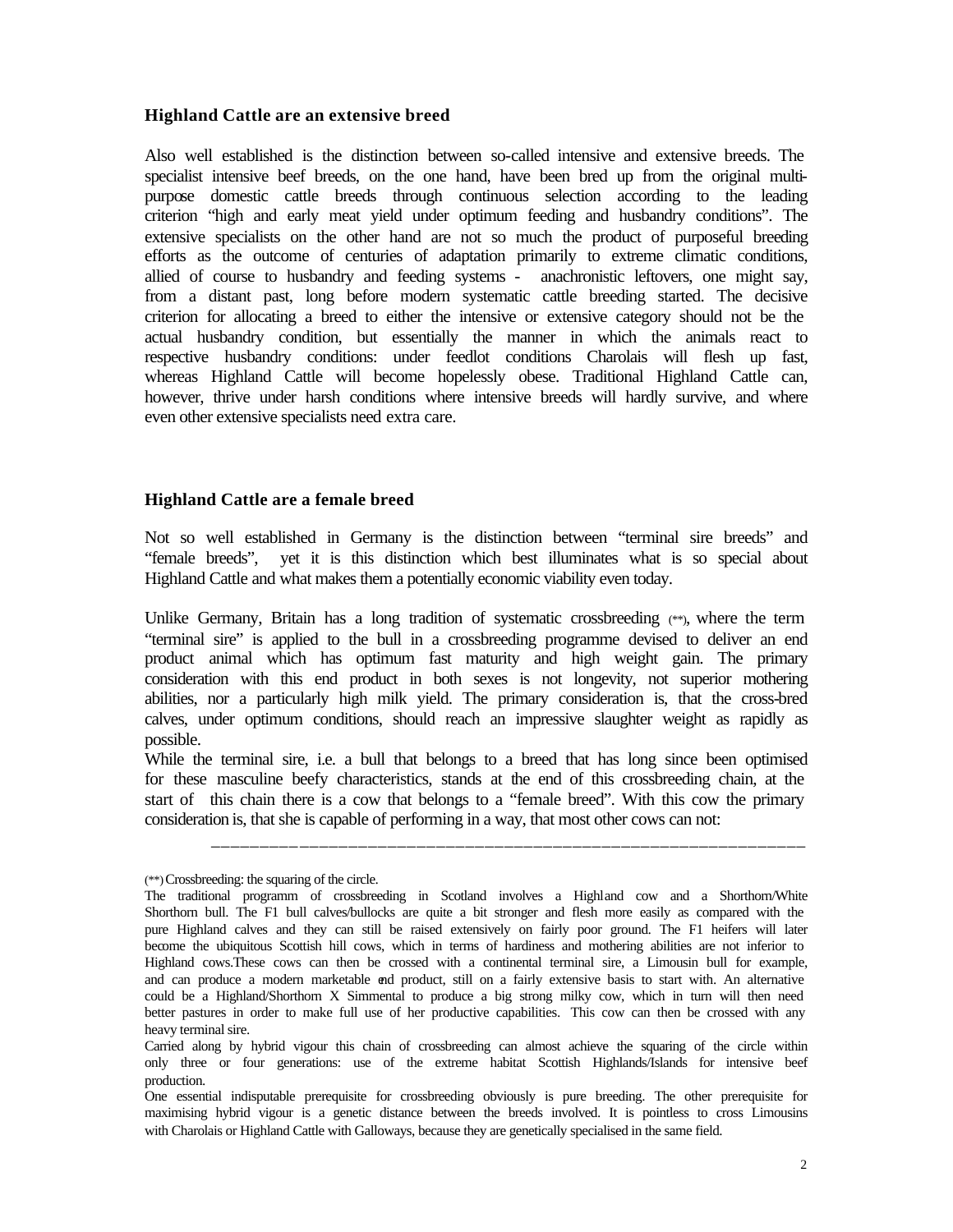## Highland Cattle are an extensive breed

Also well established is the distinction between so-called intensive and extensive breeds. The specialist intensive beef breeds, on the one hand, have been bred up from the original multi-purpose domestic cattle breeds through continuous selection according to the leading criterion "high and early meat yield under optimum feeding and husbandry conditions". The extensive specialists on the other hand are not so much the product of purposeful breeding efforts as the outcome of centuries of adaptation primarily to extreme climatic conditions, allied of course to husbandry and feeding systems - anachronistic leftovers, one might say, from a distant past, long before modern systematic cattle breeding started. The decisive criterion for allocating a breed to either the intensive or extensive category should not be the actual husbandry condition, but essentially the manner in which the animals react to respective husbandry conditions: under feedlot conditions Charolais will flesh up fast, whereas Highland Cattle will become hopelessly obese. Traditional Highland Cattle can, however, thrive under harsh conditions where intensive breeds will hardly survive, and where even other extensive specialists need extra care.

## Highland Cattle are a female breed

Not so well established in Germany is the distinction between "terminal sire breeds" and "female breeds", yet it is this distinction which best illuminates what is so special about Highland Cattle and what makes them a potentially economic viability even today.

Unlike Germany, Britain has a long tradition of systematic crossbreeding (**), where the term "terminal sire" is applied to the bull in a crossbreeding programme devised to deliver an end product animal which has optimum fast maturity and high weight gain. The primary consideration with this end product in both sexes is not longevity, not superior mothering abilities, nor a particularly high milk yield. The primary consideration is, that the cross-bred calves, under optimum conditions, should reach an impressive slaughter weight as rapidly as possible.

While the terminal sire, i.e. a bull that belongs to a breed that has long since been optimised for these masculine beefy characteristics, stands at the end of this crossbreeding chain, at the start of this chain there is a cow that belongs to a "female breed". With this cow the primary consideration is, that she is capable of performing in a way, that most other cows can not:

---

(**) Crossbreeding: the squaring of the circle.

The traditional programm of crossbreeding in Scotland involves a Highland cow and a Shorthorn/White Shorthorn bull. The F1 bull calves/bullocks are quite a bit stronger and flesh more easily as compared with the pure Highland calves and they can still be raised extensively on fairly poor ground. The F1 heifers will later become the ubiquitous Scottish hill cows, which in terms of hardiness and mothering abilities are not inferior to Highland cows. These cows can then be crossed with a continental terminal sire, a Limousin bull for example, and can produce a modern marketable end product, still on a fairly extensive basis to start with. An alternative could be a Highland/Shorthorn X Simmental to produce a big strong milky cow, which in turn will then need better pastures in order to make full use of her productive capabilities. This cow can then be crossed with any heavy terminal sire.

Carried along by hybrid vigour this chain of crossbreeding can almost achieve the squaring of the circle within only three or four generations: use of the extreme habitat Scottish Highlands/Islands for intensive beef production.

One essential indisputable prerequisite for crossbreeding obviously is pure breeding. The other prerequisite for maximising hybrid vigour is a genetic distance between the breeds involved. It is pointless to cross Limousins with Charolais or Highland Cattle with Galloways, because they are genetically specialised in the same field.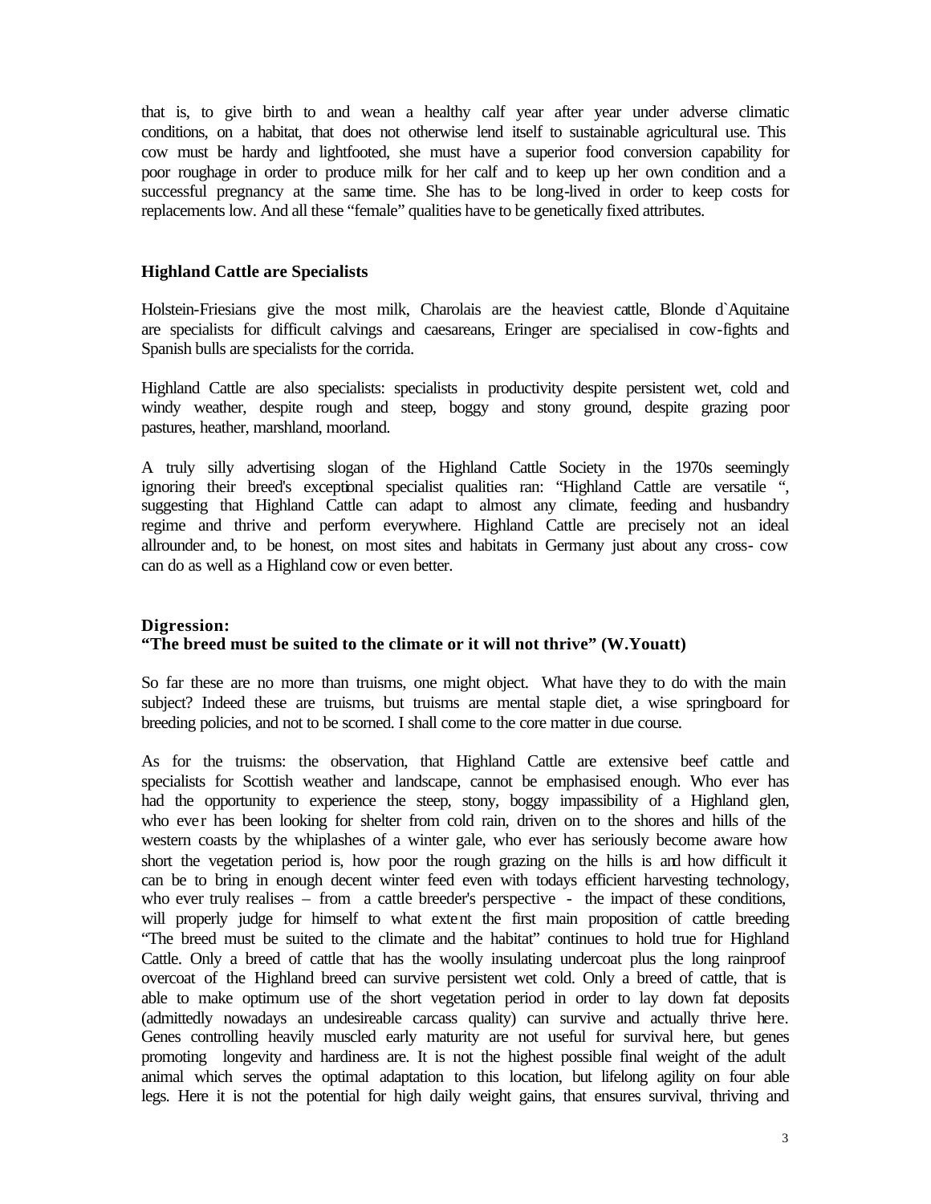that is, to give birth to and wean a healthy calf year after year under adverse climatic conditions, on a habitat, that does not otherwise lend itself to sustainable agricultural use. This cow must be hardy and lightfooted, she must have a superior food conversion capability for poor roughage in order to produce milk for her calf and to keep up her own condition and a successful pregnancy at the same time. She has to be long-lived in order to keep costs for replacements low. And all these "female" qualities have to be genetically fixed attributes.

## Highland Cattle are Specialists

Holstein-Friesians give the most milk, Charolais are the heaviest cattle, Blonde d`Aquitaine are specialists for difficult calvings and caesareans, Eringer are specialised in cow-fights and Spanish bulls are specialists for the corrida.

Highland Cattle are also specialists: specialists in productivity despite persistent wet, cold and windy weather, despite rough and steep, boggy and stony ground, despite grazing poor pastures, heather, marshland, moorland.

A truly silly advertising slogan of the Highland Cattle Society in the 1970s seemingly ignoring their breed's exceptional specialist qualities ran: "Highland Cattle are versatile ", suggesting that Highland Cattle can adapt to almost any climate, feeding and husbandry regime and thrive and perform everywhere. Highland Cattle are precisely not an ideal allrounder and, to be honest, on most sites and habitats in Germany just about any cross- cow can do as well as a Highland cow or even better.

## Digression:
## "The breed must be suited to the climate or it will not thrive" (W.Youatt)

So far these are no more than truisms, one might object. What have they to do with the main subject? Indeed these are truisms, but truisms are mental staple diet, a wise springboard for breeding policies, and not to be scorned. I shall come to the core matter in due course.

As for the truisms: the observation, that Highland Cattle are extensive beef cattle and specialists for Scottish weather and landscape, cannot be emphasised enough. Who ever has had the opportunity to experience the steep, stony, boggy impassibility of a Highland glen, who ever has been looking for shelter from cold rain, driven on to the shores and hills of the western coasts by the whiplashes of a winter gale, who ever has seriously become aware how short the vegetation period is, how poor the rough grazing on the hills is and how difficult it can be to bring in enough decent winter feed even with todays efficient harvesting technology, who ever truly realises – from a cattle breeder's perspective - the impact of these conditions, will properly judge for himself to what extent the first main proposition of cattle breeding "The breed must be suited to the climate and the habitat" continues to hold true for Highland Cattle. Only a breed of cattle that has the woolly insulating undercoat plus the long rainproof overcoat of the Highland breed can survive persistent wet cold. Only a breed of cattle, that is able to make optimum use of the short vegetation period in order to lay down fat deposits (admittedly nowadays an undesireable carcass quality) can survive and actually thrive here. Genes controlling heavily muscled early maturity are not useful for survival here, but genes promoting longevity and hardiness are. It is not the highest possible final weight of the adult animal which serves the optimal adaptation to this location, but lifelong agility on four able legs. Here it is not the potential for high daily weight gains, that ensures survival, thriving and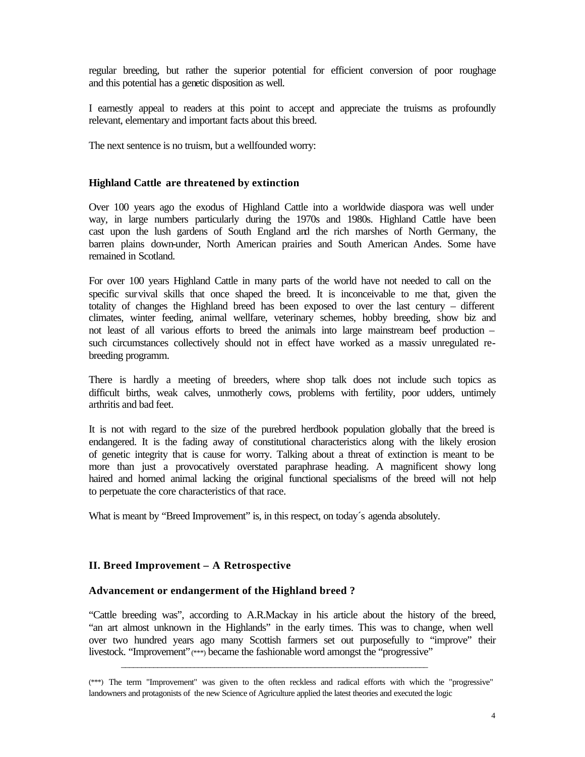regular breeding, but rather the superior potential for efficient conversion of poor roughage and this potential has a genetic disposition as well.

I earnestly appeal to readers at this point to accept and appreciate the truisms as profoundly relevant, elementary and important facts about this breed.

The next sentence is no truism, but a wellfounded worry:

### Highland Cattle are threatened by extinction

Over 100 years ago the exodus of Highland Cattle into a worldwide diaspora was well under way, in large numbers particularly during the 1970s and 1980s. Highland Cattle have been cast upon the lush gardens of South England and the rich marshes of North Germany, the barren plains down-under, North American prairies and South American Andes. Some have remained in Scotland.

For over 100 years Highland Cattle in many parts of the world have not needed to call on the specific survival skills that once shaped the breed. It is inconceivable to me that, given the totality of changes the Highland breed has been exposed to over the last century – different climates, winter feeding, animal wellfare, veterinary schemes, hobby breeding, show biz and not least of all various efforts to breed the animals into large mainstream beef production – such circumstances collectively should not in effect have worked as a massiv unregulated re-breeding programm.

There is hardly a meeting of breeders, where shop talk does not include such topics as difficult births, weak calves, unmotherly cows, problems with fertility, poor udders, untimely arthritis and bad feet.

It is not with regard to the size of the purebred herdbook population globally that the breed is endangered. It is the fading away of constitutional characteristics along with the likely erosion of genetic integrity that is cause for worry. Talking about a threat of extinction is meant to be more than just a provocatively overstated paraphrase heading. A magnificent showy long haired and horned animal lacking the original functional specialisms of the breed will not help to perpetuate the core characteristics of that race.

What is meant by "Breed Improvement" is, in this respect, on today´s agenda absolutely.

## II. Breed Improvement – A Retrospective

### Advancement or endangerment of the Highland breed ?

"Cattle breeding was", according to A.R.Mackay in his article about the history of the breed, "an art almost unknown in the Highlands" in the early times. This was to change, when well over two hundred years ago many Scottish farmers set out purposefully to "improve" their livestock. "Improvement" (***) became the fashionable word amongst the "progressive"

---

(***) The term "Improvement" was given to the often reckless and radical efforts with which the "progressive" landowners and protagonists of the new Science of Agriculture applied the latest theories and executed the logic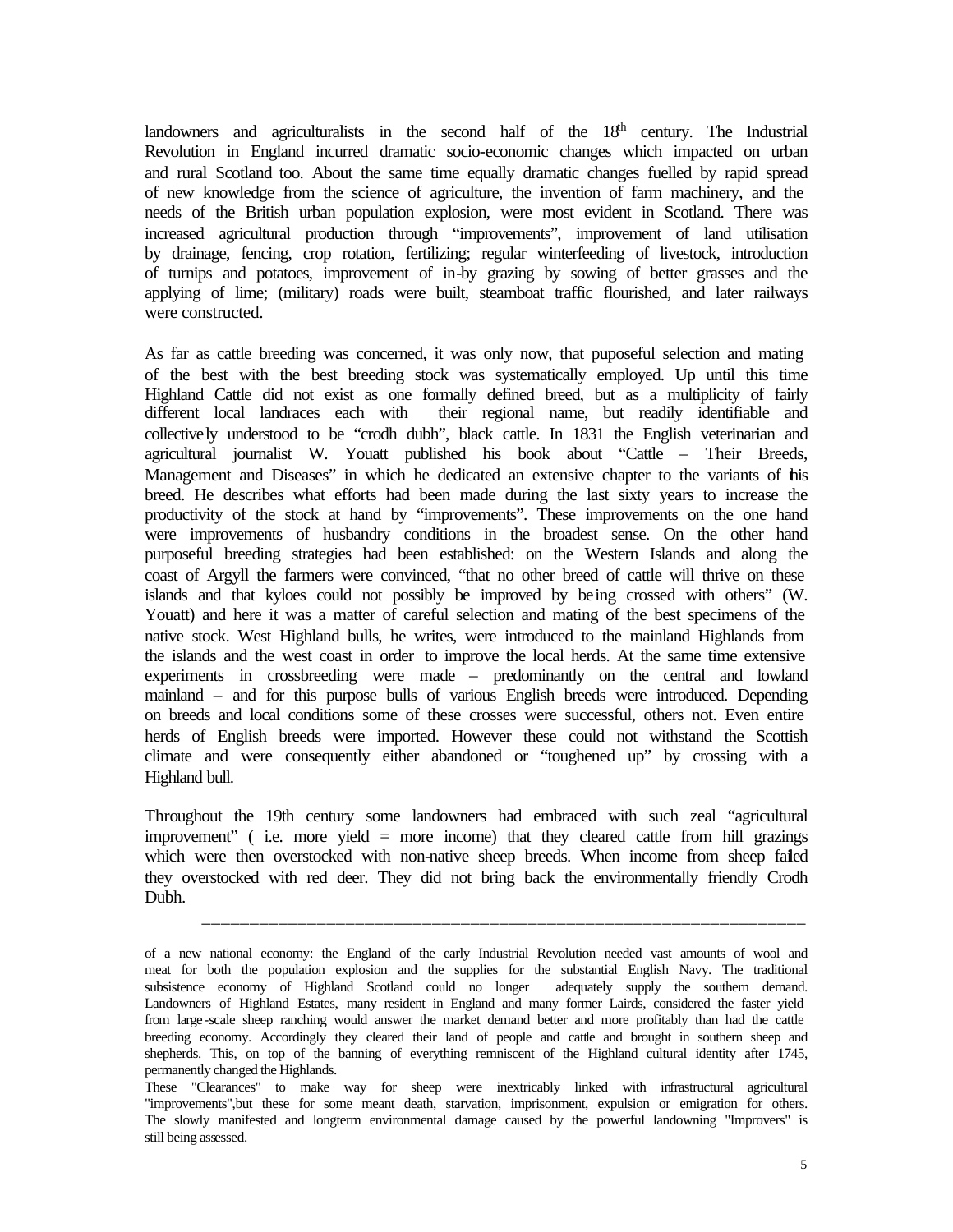landowners and agriculturalists in the second half of the 18th century. The Industrial Revolution in England incurred dramatic socio-economic changes which impacted on urban and rural Scotland too. About the same time equally dramatic changes fuelled by rapid spread of new knowledge from the science of agriculture, the invention of farm machinery, and the needs of the British urban population explosion, were most evident in Scotland. There was increased agricultural production through "improvements", improvement of land utilisation by drainage, fencing, crop rotation, fertilizing; regular winterfeeding of livestock, introduction of turnips and potatoes, improvement of in-by grazing by sowing of better grasses and the applying of lime; (military) roads were built, steamboat traffic flourished, and later railways were constructed.

As far as cattle breeding was concerned, it was only now, that puposeful selection and mating of the best with the best breeding stock was systematically employed. Up until this time Highland Cattle did not exist as one formally defined breed, but as a multiplicity of fairly different local landraces each with their regional name, but readily identifiable and collectively understood to be "crodh dubh", black cattle. In 1831 the English veterinarian and agricultural journalist W. Youatt published his book about "Cattle – Their Breeds, Management and Diseases" in which he dedicated an extensive chapter to the variants of his breed. He describes what efforts had been made during the last sixty years to increase the productivity of the stock at hand by "improvements". These improvements on the one hand were improvements of husbandry conditions in the broadest sense. On the other hand purposeful breeding strategies had been established: on the Western Islands and along the coast of Argyll the farmers were convinced, "that no other breed of cattle will thrive on these islands and that kyloes could not possibly be improved by being crossed with others" (W. Youatt) and here it was a matter of careful selection and mating of the best specimens of the native stock. West Highland bulls, he writes, were introduced to the mainland Highlands from the islands and the west coast in order to improve the local herds. At the same time extensive experiments in crossbreeding were made – predominantly on the central and lowland mainland – and for this purpose bulls of various English breeds were introduced. Depending on breeds and local conditions some of these crosses were successful, others not. Even entire herds of English breeds were imported. However these could not withstand the Scottish climate and were consequently either abandoned or "toughened up" by crossing with a Highland bull.

Throughout the 19th century some landowners had embraced with such zeal "agricultural improvement" ( i.e. more yield = more income) that they cleared cattle from hill grazings which were then overstocked with non-native sheep breeds. When income from sheep failed they overstocked with red deer. They did not bring back the environmentally friendly Crodh Dubh.

---

of a new national economy: the England of the early Industrial Revolution needed vast amounts of wool and meat for both the population explosion and the supplies for the substantial English Navy. The traditional subsistence economy of Highland Scotland could no longer adequately supply the southern demand. Landowners of Highland Estates, many resident in England and many former Lairds, considered the faster yield from large-scale sheep ranching would answer the market demand better and more profitably than had the cattle breeding economy. Accordingly they cleared their land of people and cattle and brought in southern sheep and shepherds. This, on top of the banning of everything reminscent of the Highland cultural identity after 1745, permanently changed the Highlands.

These "Clearances" to make way for sheep were inextricably linked with infrastructural agricultural "improvements",but these for some meant death, starvation, imprisonment, expulsion or emigration for others. The slowly manifested and longterm environmental damage caused by the powerful landowning "Improvers" is still being assessed.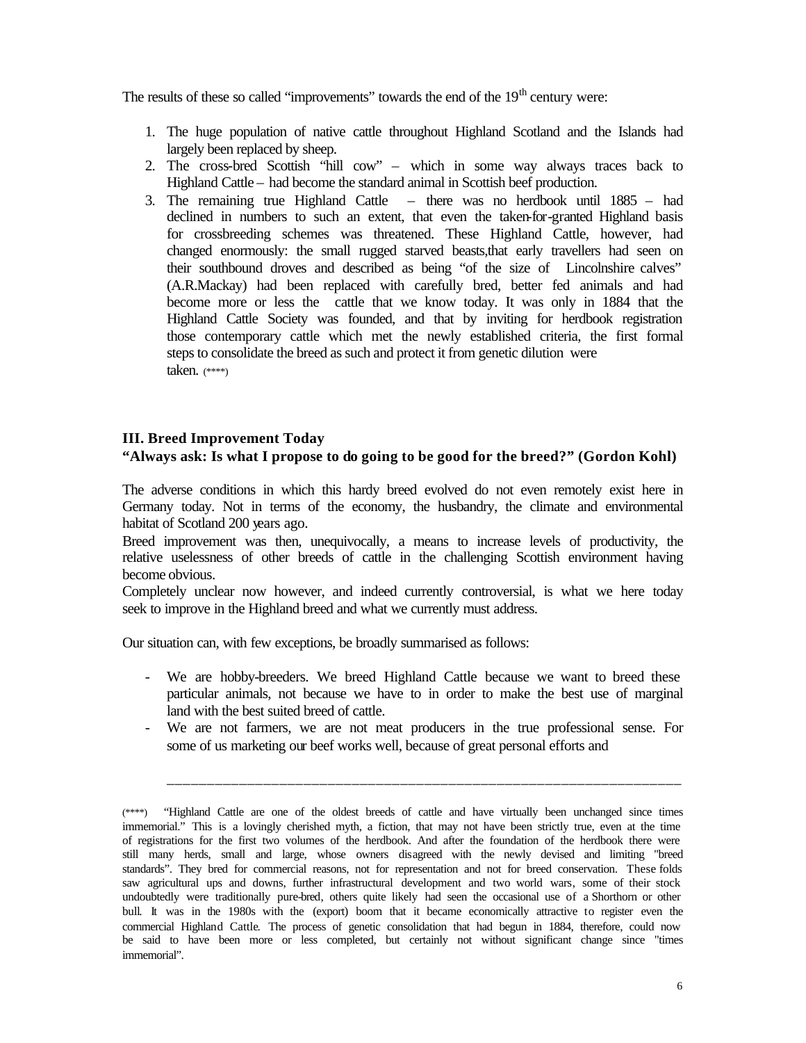The results of these so called "improvements" towards the end of the 19th century were:

1. The huge population of native cattle throughout Highland Scotland and the Islands had largely been replaced by sheep.
2. The cross-bred Scottish "hill cow" – which in some way always traces back to Highland Cattle – had become the standard animal in Scottish beef production.
3. The remaining true Highland Cattle – there was no herdbook until 1885 – had declined in numbers to such an extent, that even the taken-for-granted Highland basis for crossbreeding schemes was threatened. These Highland Cattle, however, had changed enormously: the small rugged starved beasts,that early travellers had seen on their southbound droves and described as being "of the size of Lincolnshire calves" (A.R.Mackay) had been replaced with carefully bred, better fed animals and had become more or less the cattle that we know today. It was only in 1884 that the Highland Cattle Society was founded, and that by inviting for herdbook registration those contemporary cattle which met the newly established criteria, the first formal steps to consolidate the breed as such and protect it from genetic dilution were taken. (****)

### III. Breed Improvement Today

**"Always ask: Is what I propose to do going to be good for the breed?" (Gordon Kohl)**

The adverse conditions in which this hardy breed evolved do not even remotely exist here in Germany today. Not in terms of the economy, the husbandry, the climate and environmental habitat of Scotland 200 years ago.

Breed improvement was then, unequivocally, a means to increase levels of productivity, the relative uselessness of other breeds of cattle in the challenging Scottish environment having become obvious.

Completely unclear now however, and indeed currently controversial, is what we here today seek to improve in the Highland breed and what we currently must address.

Our situation can, with few exceptions, be broadly summarised as follows:

- We are hobby-breeders. We breed Highland Cattle because we want to breed these particular animals, not because we have to in order to make the best use of marginal land with the best suited breed of cattle.
- We are not farmers, we are not meat producers in the true professional sense. For some of us marketing our beef works well, because of great personal efforts and

---

(****) "Highland Cattle are one of the oldest breeds of cattle and have virtually been unchanged since times immemorial." This is a lovingly cherished myth, a fiction, that may not have been strictly true, even at the time of registrations for the first two volumes of the herdbook. And after the foundation of the herdbook there were still many herds, small and large, whose owners disagreed with the newly devised and limiting "breed standards". They bred for commercial reasons, not for representation and not for breed conservation. These folds saw agricultural ups and downs, further infrastructural development and two world wars, some of their stock undoubtedly were traditionally pure-bred, others quite likely had seen the occasional use of a Shorthorn or other bull. It was in the 1980s with the (export) boom that it became economically attractive to register even the commercial Highland Cattle. The process of genetic consolidation that had begun in 1884, therefore, could now be said to have been more or less completed, but certainly not without significant change since "times immemorial".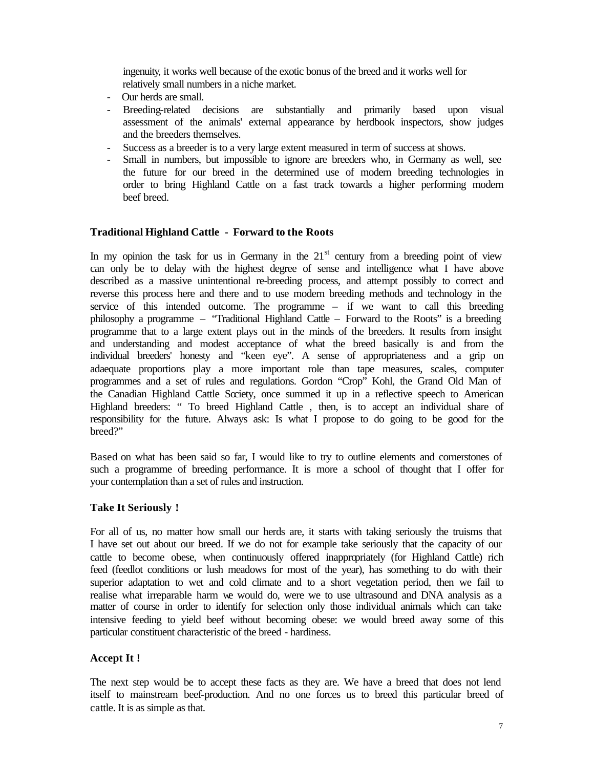ingenuity, it works well because of the exotic bonus of the breed and it works well for relatively small numbers in a niche market.

- Our herds are small.
- Breeding-related decisions are substantially and primarily based upon visual assessment of the animals' external appearance by herdbook inspectors, show judges and the breeders themselves.
- Success as a breeder is to a very large extent measured in term of success at shows.
- Small in numbers, but impossible to ignore are breeders who, in Germany as well, see the future for our breed in the determined use of modern breeding technologies in order to bring Highland Cattle on a fast track towards a higher performing modern beef breed.

## Traditional Highland Cattle - Forward to the Roots

In my opinion the task for us in Germany in the 21st century from a breeding point of view can only be to delay with the highest degree of sense and intelligence what I have above described as a massive unintentional re-breeding process, and attempt possibly to correct and reverse this process here and there and to use modern breeding methods and technology in the service of this intended outcome. The programme – if we want to call this breeding philosophy a programme – "Traditional Highland Cattle – Forward to the Roots" is a breeding programme that to a large extent plays out in the minds of the breeders. It results from insight and understanding and modest acceptance of what the breed basically is and from the individual breeders' honesty and "keen eye". A sense of appropriateness and a grip on adaequate proportions play a more important role than tape measures, scales, computer programmes and a set of rules and regulations. Gordon "Crop" Kohl, the Grand Old Man of the Canadian Highland Cattle Society, once summed it up in a reflective speech to American Highland breeders: " To breed Highland Cattle , then, is to accept an individual share of responsibility for the future. Always ask: Is what I propose to do going to be good for the breed?"

Based on what has been said so far, I would like to try to outline elements and cornerstones of such a programme of breeding performance. It is more a school of thought that I offer for your contemplation than a set of rules and instruction.

## Take It Seriously !

For all of us, no matter how small our herds are, it starts with taking seriously the truisms that I have set out about our breed. If we do not for example take seriously that the capacity of our cattle to become obese, when continuously offered inappropriately (for Highland Cattle) rich feed (feedlot conditions or lush meadows for most of the year), has something to do with their superior adaptation to wet and cold climate and to a short vegetation period, then we fail to realise what irreparable harm we would do, were we to use ultrasound and DNA analysis as a matter of course in order to identify for selection only those individual animals which can take intensive feeding to yield beef without becoming obese: we would breed away some of this particular constituent characteristic of the breed - hardiness.

## Accept It !

The next step would be to accept these facts as they are. We have a breed that does not lend itself to mainstream beef-production. And no one forces us to breed this particular breed of cattle. It is as simple as that.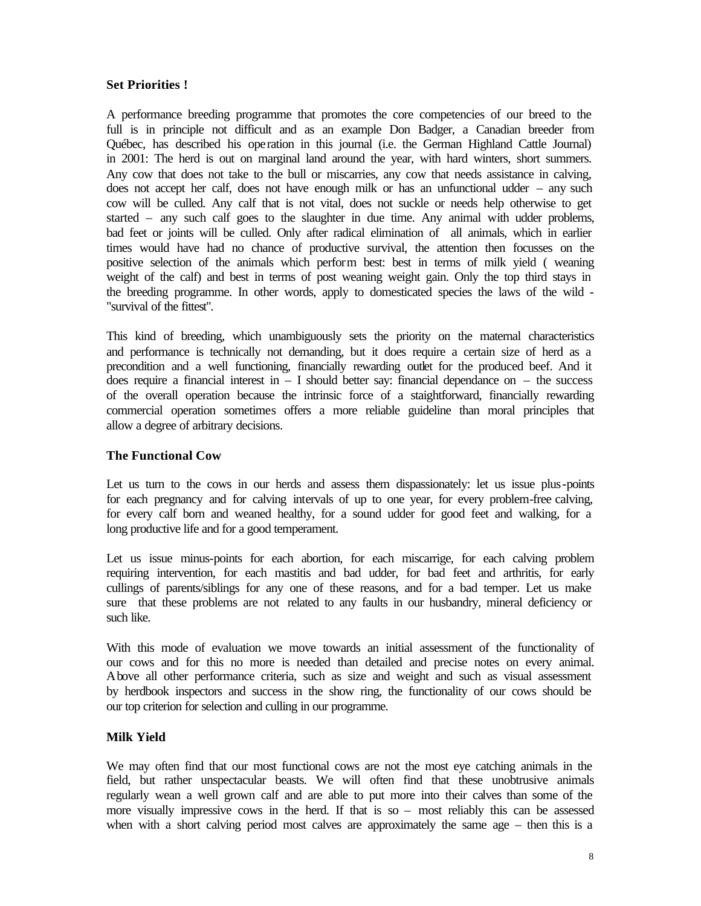**Set Priorities !**

A performance breeding programme that promotes the core competencies of our breed to the full is in principle not difficult and as an example Don Badger, a Canadian breeder from Québec, has described his operation in this journal (i.e. the German Highland Cattle Journal) in 2001: The herd is out on marginal land around the year, with hard winters, short summers. Any cow that does not take to the bull or miscarries, any cow that needs assistance in calving, does not accept her calf, does not have enough milk or has an unfunctional udder – any such cow will be culled. Any calf that is not vital, does not suckle or needs help otherwise to get started – any such calf goes to the slaughter in due time. Any animal with udder problems, bad feet or joints will be culled. Only after radical elimination of all animals, which in earlier times would have had no chance of productive survival, the attention then focusses on the positive selection of the animals which perform best: best in terms of milk yield ( weaning weight of the calf) and best in terms of post weaning weight gain. Only the top third stays in the breeding programme. In other words, apply to domesticated species the laws of the wild - "survival of the fittest".

This kind of breeding, which unambiguously sets the priority on the maternal characteristics and performance is technically not demanding, but it does require a certain size of herd as a precondition and a well functioning, financially rewarding outlet for the produced beef. And it does require a financial interest in – I should better say: financial dependance on – the success of the overall operation because the intrinsic force of a staightforward, financially rewarding commercial operation sometimes offers a more reliable guideline than moral principles that allow a degree of arbitrary decisions.

**The Functional Cow**

Let us turn to the cows in our herds and assess them dispassionately: let us issue plus-points for each pregnancy and for calving intervals of up to one year, for every problem-free calving, for every calf born and weaned healthy, for a sound udder for good feet and walking, for a long productive life and for a good temperament.

Let us issue minus-points for each abortion, for each miscarrige, for each calving problem requiring intervention, for each mastitis and bad udder, for bad feet and arthritis, for early cullings of parents/siblings for any one of these reasons, and for a bad temper. Let us make sure that these problems are not related to any faults in our husbandry, mineral deficiency or such like.

With this mode of evaluation we move towards an initial assessment of the functionality of our cows and for this no more is needed than detailed and precise notes on every animal. Above all other performance criteria, such as size and weight and such as visual assessment by herdbook inspectors and success in the show ring, the functionality of our cows should be our top criterion for selection and culling in our programme.

**Milk Yield**

We may often find that our most functional cows are not the most eye catching animals in the field, but rather unspectacular beasts. We will often find that these unobtrusive animals regularly wean a well grown calf and are able to put more into their calves than some of the more visually impressive cows in the herd. If that is so – most reliably this can be assessed when with a short calving period most calves are approximately the same age – then this is a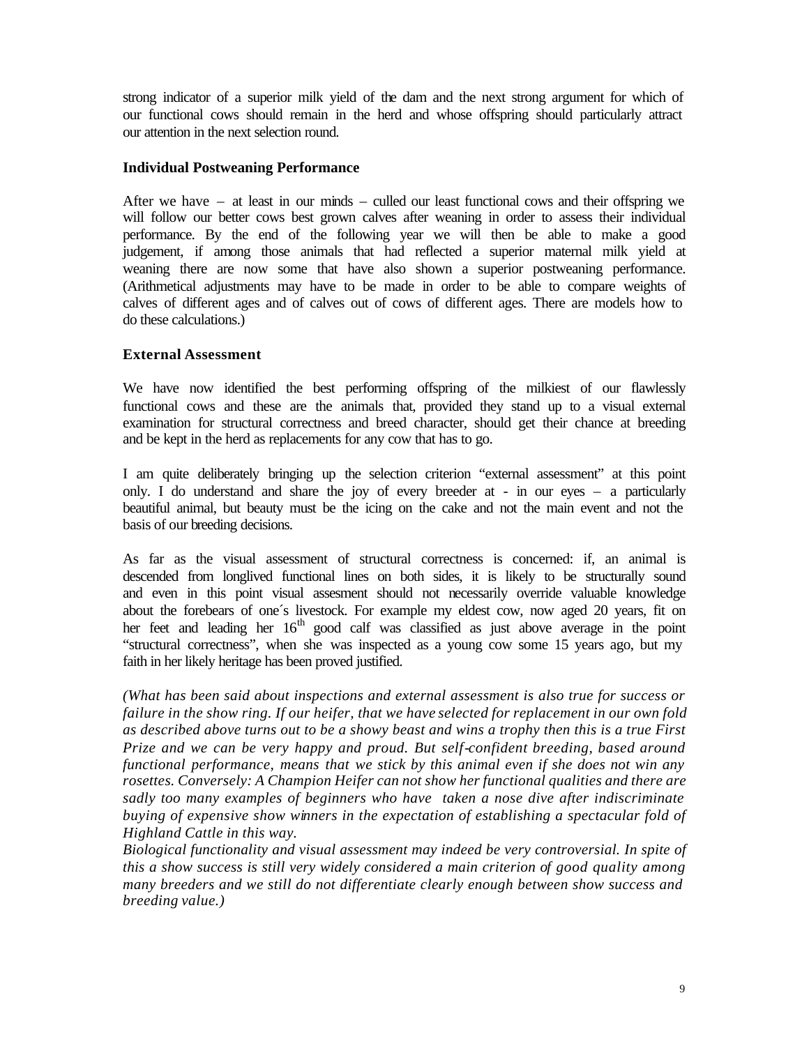strong indicator of a superior milk yield of the dam and the next strong argument for which of our functional cows should remain in the herd and whose offspring should particularly attract our attention in the next selection round.

### Individual Postweaning Performance

After we have – at least in our minds – culled our least functional cows and their offspring we will follow our better cows best grown calves after weaning in order to assess their individual performance. By the end of the following year we will then be able to make a good judgement, if among those animals that had reflected a superior maternal milk yield at weaning there are now some that have also shown a superior postweaning performance. (Arithmetical adjustments may have to be made in order to be able to compare weights of calves of different ages and of calves out of cows of different ages. There are models how to do these calculations.)

### External Assessment

We have now identified the best performing offspring of the milkiest of our flawlessly functional cows and these are the animals that, provided they stand up to a visual external examination for structural correctness and breed character, should get their chance at breeding and be kept in the herd as replacements for any cow that has to go.

I am quite deliberately bringing up the selection criterion "external assessment" at this point only. I do understand and share the joy of every breeder at - in our eyes – a particularly beautiful animal, but beauty must be the icing on the cake and not the main event and not the basis of our breeding decisions.

As far as the visual assessment of structural correctness is concerned: if, an animal is descended from longlived functional lines on both sides, it is likely to be structurally sound and even in this point visual assesment should not necessarily override valuable knowledge about the forebears of one´s livestock. For example my eldest cow, now aged 20 years, fit on her feet and leading her 16th good calf was classified as just above average in the point "structural correctness", when she was inspected as a young cow some 15 years ago, but my faith in her likely heritage has been proved justified.

*(What has been said about inspections and external assessment is also true for success or failure in the show ring. If our heifer, that we have selected for replacement in our own fold as described above turns out to be a showy beast and wins a trophy then this is a true First Prize and we can be very happy and proud. But self-confident breeding, based around functional performance, means that we stick by this animal even if she does not win any rosettes. Conversely: A Champion Heifer can not show her functional qualities and there are sadly too many examples of beginners who have taken a nose dive after indiscriminate buying of expensive show winners in the expectation of establishing a spectacular fold of Highland Cattle in this way.*
*Biological functionality and visual assessment may indeed be very controversial. In spite of this a show success is still very widely considered a main criterion of good quality among many breeders and we still do not differentiate clearly enough between show success and breeding value.)*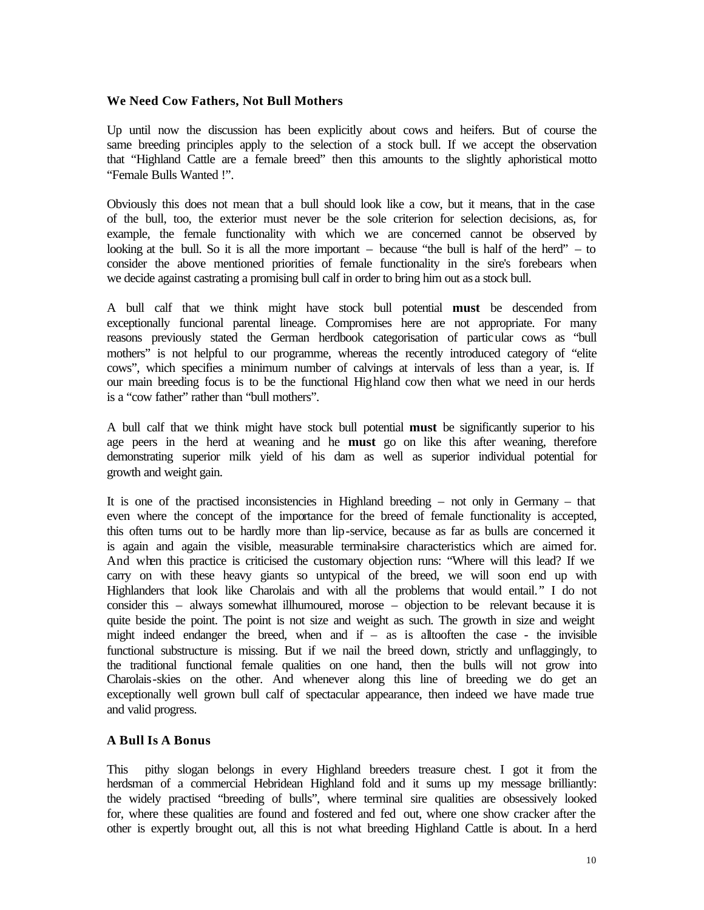### We Need Cow Fathers, Not Bull Mothers

Up until now the discussion has been explicitly about cows and heifers. But of course the same breeding principles apply to the selection of a stock bull. If we accept the observation that "Highland Cattle are a female breed" then this amounts to the slightly aphoristical motto "Female Bulls Wanted !".

Obviously this does not mean that a bull should look like a cow, but it means, that in the case of the bull, too, the exterior must never be the sole criterion for selection decisions, as, for example, the female functionality with which we are concerned cannot be observed by looking at the bull. So it is all the more important – because "the bull is half of the herd" – to consider the above mentioned priorities of female functionality in the sire's forebears when we decide against castrating a promising bull calf in order to bring him out as a stock bull.

A bull calf that we think might have stock bull potential **must** be descended from exceptionally funcional parental lineage. Compromises here are not appropriate. For many reasons previously stated the German herdbook categorisation of particular cows as "bull mothers" is not helpful to our programme, whereas the recently introduced category of "elite cows", which specifies a minimum number of calvings at intervals of less than a year, is. If our main breeding focus is to be the functional Highland cow then what we need in our herds is a "cow father" rather than "bull mothers".

A bull calf that we think might have stock bull potential **must** be significantly superior to his age peers in the herd at weaning and he **must** go on like this after weaning, therefore demonstrating superior milk yield of his dam as well as superior individual potential for growth and weight gain.

It is one of the practised inconsistencies in Highland breeding – not only in Germany – that even where the concept of the importance for the breed of female functionality is accepted, this often turns out to be hardly more than lip-service, because as far as bulls are concerned it is again and again the visible, measurable terminal-sire characteristics which are aimed for. And when this practice is criticised the customary objection runs: "Where will this lead? If we carry on with these heavy giants so untypical of the breed, we will soon end up with Highlanders that look like Charolais and with all the problems that would entail." I do not consider this – always somewhat illhumoured, morose – objection to be relevant because it is quite beside the point. The point is not size and weight as such. The growth in size and weight might indeed endanger the breed, when and if – as is alltooften the case - the invisible functional substructure is missing. But if we nail the breed down, strictly and unflaggingly, to the traditional functional female qualities on one hand, then the bulls will not grow into Charolais-skies on the other. And whenever along this line of breeding we do get an exceptionally well grown bull calf of spectacular appearance, then indeed we have made true and valid progress.

### A Bull Is A Bonus

This pithy slogan belongs in every Highland breeders treasure chest. I got it from the herdsman of a commercial Hebridean Highland fold and it sums up my message brilliantly: the widely practised "breeding of bulls", where terminal sire qualities are obsessively looked for, where these qualities are found and fostered and fed out, where one show cracker after the other is expertly brought out, all this is not what breeding Highland Cattle is about. In a herd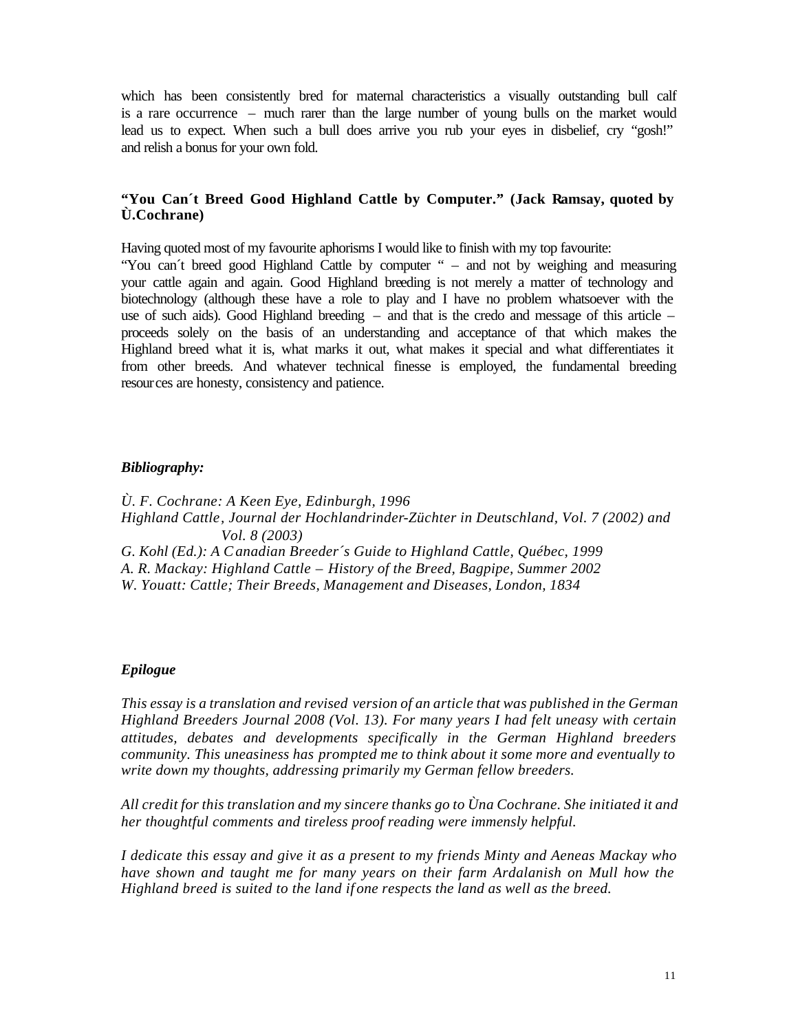which has been consistently bred for maternal characteristics a visually outstanding bull calf is a rare occurrence – much rarer than the large number of young bulls on the market would lead us to expect. When such a bull does arrive you rub your eyes in disbelief, cry "gosh!" and relish a bonus for your own fold.

### "You Can´t Breed Good Highland Cattle by Computer." (Jack Ramsay, quoted by Ù.Cochrane)

Having quoted most of my favourite aphorisms I would like to finish with my top favourite: "You can´t breed good Highland Cattle by computer " – and not by weighing and measuring your cattle again and again. Good Highland breeding is not merely a matter of technology and biotechnology (although these have a role to play and I have no problem whatsoever with the use of such aids). Good Highland breeding – and that is the credo and message of this article – proceeds solely on the basis of an understanding and acceptance of that which makes the Highland breed what it is, what marks it out, what makes it special and what differentiates it from other breeds. And whatever technical finesse is employed, the fundamental breeding resources are honesty, consistency and patience.

### *Bibliography:*

*Ù. F. Cochrane: A Keen Eye, Edinburgh, 1996*
*Highland Cattle, Journal der Hochlandrinder-Züchter in Deutschland, Vol. 7 (2002) and Vol. 8 (2003)*
*G. Kohl (Ed.): A Canadian Breeder´s Guide to Highland Cattle, Québec, 1999*
*A. R. Mackay: Highland Cattle – History of the Breed, Bagpipe, Summer 2002*
*W. Youatt: Cattle; Their Breeds, Management and Diseases, London, 1834*

### *Epilogue*

*This essay is a translation and revised version of an article that was published in the German Highland Breeders Journal 2008 (Vol. 13). For many years I had felt uneasy with certain attitudes, debates and developments specifically in the German Highland breeders community. This uneasiness has prompted me to think about it some more and eventually to write down my thoughts, addressing primarily my German fellow breeders.*

*All credit for this translation and my sincere thanks go to Ùna Cochrane. She initiated it and her thoughtful comments and tireless proof reading were immensely helpful.*

*I dedicate this essay and give it as a present to my friends Minty and Aeneas Mackay who have shown and taught me for many years on their farm Ardalanish on Mull how the Highland breed is suited to the land if one respects the land as well as the breed.*